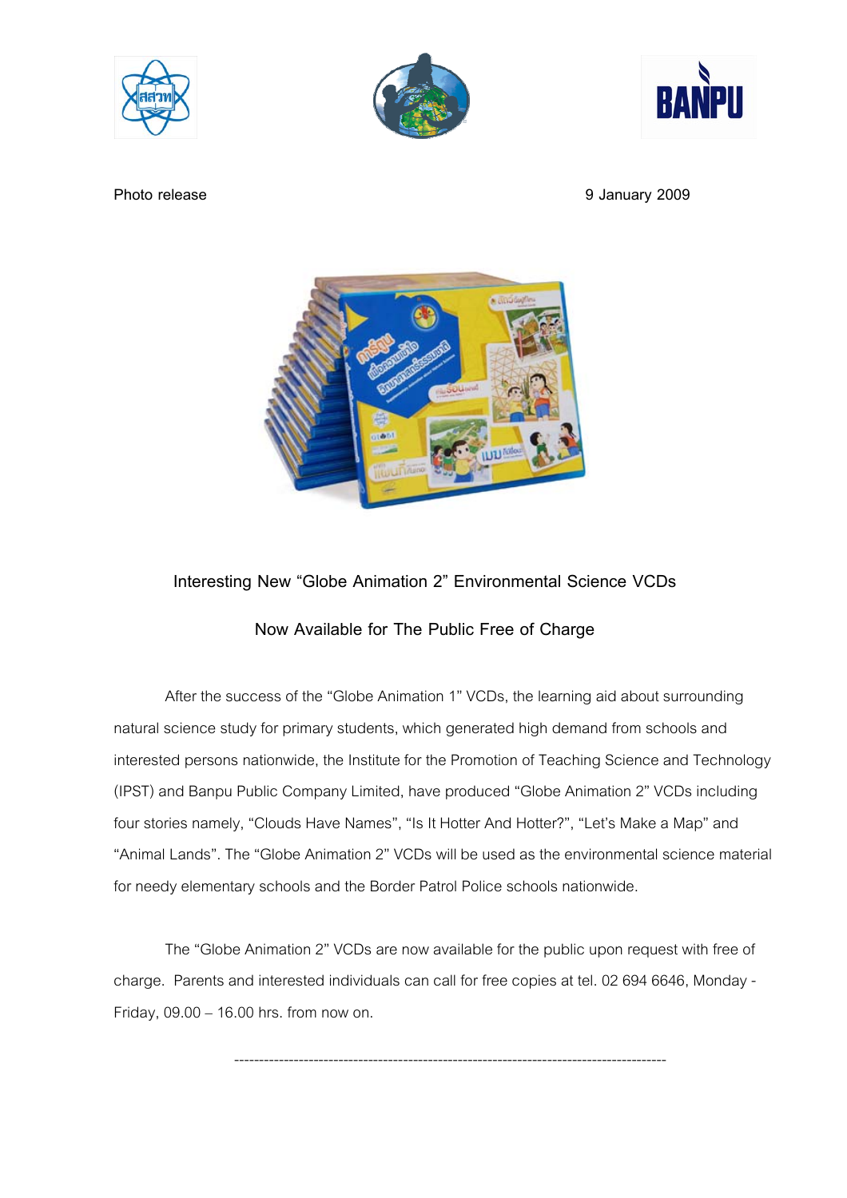Photo release

9 January 2009

## Interesting New "Globe Animation 2" Environmental Science VCDs

## Now Available for The Public Free of Charge

After the success of the "Globe Animation 1" VCDs, the learning aid about surrounding natural science study for primary students, which generated high demand from schools and interested persons nationwide, the Institute for the Promotion of Teaching Science and Technology (IPST) and Banpu Public Company Limited, have produced "Globe Animation 2" VCDs including four stories namely, "Clouds Have Names", "Is It Hotter And Hotter?", "Let's Make a Map" and "Animal Lands". The "Globe Animation 2" VCDs will be used as the environmental science material for needy elementary schools and the Border Patrol Police schools nationwide.

The "Globe Animation 2" VCDs are now available for the public upon request with free of charge. Parents and interested individuals can call for free copies at tel. 02 694 6646, Monday - Friday, 09.00 – 16.00 hrs. from now on.

---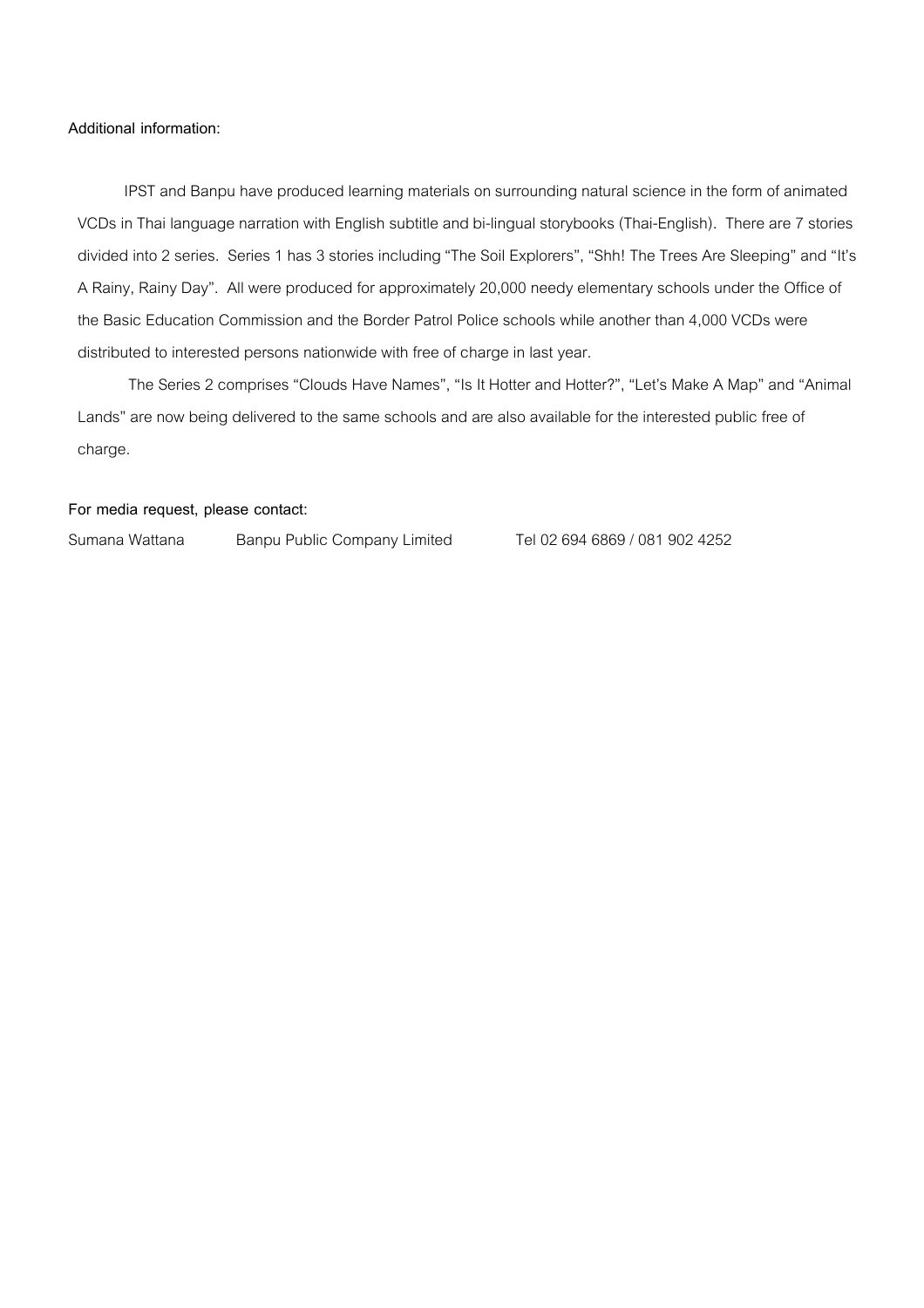**Additional information:**

IPST and Banpu have produced learning materials on surrounding natural science in the form of animated VCDs in Thai language narration with English subtitle and bi-lingual storybooks (Thai-English). There are 7 stories divided into 2 series. Series 1 has 3 stories including "The Soil Explorers", "Shh! The Trees Are Sleeping" and "It's A Rainy, Rainy Day". All were produced for approximately 20,000 needy elementary schools under the Office of the Basic Education Commission and the Border Patrol Police schools while another than 4,000 VCDs were distributed to interested persons nationwide with free of charge in last year.

The Series 2 comprises "Clouds Have Names", "Is It Hotter and Hotter?", "Let's Make A Map" and "Animal Lands" are now being delivered to the same schools and are also available for the interested public free of charge.

**For media request, please contact:**

Sumana Wattana     Banpu Public Company Limited     Tel 02 694 6869 / 081 902 4252